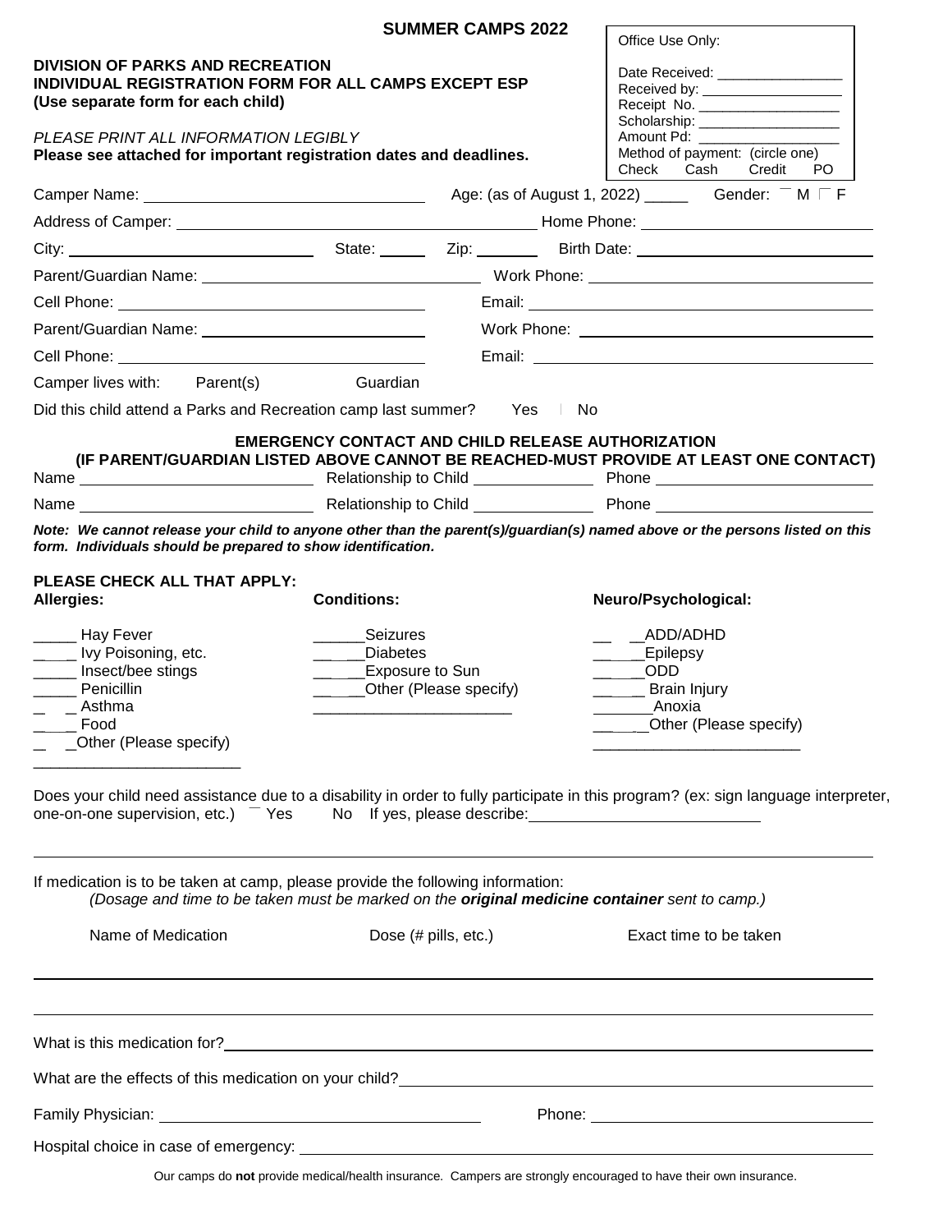## SUMMER CAMPS 2022

**DIVISION OF PARKS AND RECREATION**
**INDIVIDUAL REGISTRATION FORM FOR ALL CAMPS EXCEPT ESP**
**(Use separate form for each child)**

*PLEASE PRINT ALL INFORMATION LEGIBLY*
**Please see attached for important registration dates and deadlines.**

| Office Use Only: |
|---|
| Date Received: ________________ |
| Received by: __________________ |
| Receipt No. __________________ |
| Scholarship: __________________ |
| Amount Pd: __________________ |
| Method of payment: (circle one) Check Cash Credit PO |

Camper Name: ______________________ Age: (as of August 1, 2022) _____ Gender: ☐ M ☐ F

Address of Camper: ______________________ Home Phone: ______________________

City: ______________ State: ______ Zip: _______ Birth Date: ______________________

Parent/Guardian Name: ______________________ Work Phone: ______________________

Cell Phone: ______________________ Email: ______________________

Parent/Guardian Name: ______________________ Work Phone: ______________________

Cell Phone: ______________________ Email: ______________________

Camper lives with: Parent(s) Guardian

Did this child attend a Parks and Recreation camp last summer? Yes No

### EMERGENCY CONTACT AND CHILD RELEASE AUTHORIZATION
**(IF PARENT/GUARDIAN LISTED ABOVE CANNOT BE REACHED-MUST PROVIDE AT LEAST ONE CONTACT)**

Name ______________________ Relationship to Child ______________ Phone ______________________

Name ______________________ Relationship to Child ______________ Phone ______________________

***Note: We cannot release your child to anyone other than the parent(s)/guardian(s) named above or the persons listed on this form. Individuals should be prepared to show identification.***

**PLEASE CHECK ALL THAT APPLY:**

| **Allergies:** | **Conditions:** | **Neuro/Psychological:** |
|---|---|---|
| _____ Hay Fever | ______Seizures | ______ADD/ADHD |
| _____ Ivy Poisoning, etc. | ______Diabetes | ______Epilepsy |
| _____ Insect/bee stings | ______Exposure to Sun | ______ODD |
| _____ Penicillin | ______Other (Please specify) | ______ Brain Injury |
| _____ Asthma | ______________________ | _______Anoxia |
| _____ Food | | ______Other (Please specify) |
| _____Other (Please specify) | | ______________________ |
| ______________________ | | |

Does your child need assistance due to a disability in order to fully participate in this program? (ex: sign language interpreter, one-on-one supervision, etc.) ☐ Yes No If yes, please describe: ______________________

If medication is to be taken at camp, please provide the following information:
*(Dosage and time to be taken must be marked on the* ***original medicine container*** *sent to camp.)*

| Name of Medication | Dose (# pills, etc.) | Exact time to be taken |
|---|---|---|
| | | |
| | | |

What is this medication for? ______________________

What are the effects of this medication on your child? ______________________

Family Physician: ______________________ Phone: ______________________

Hospital choice in case of emergency: ______________________

Our camps do **not** provide medical/health insurance. Campers are strongly encouraged to have their own insurance.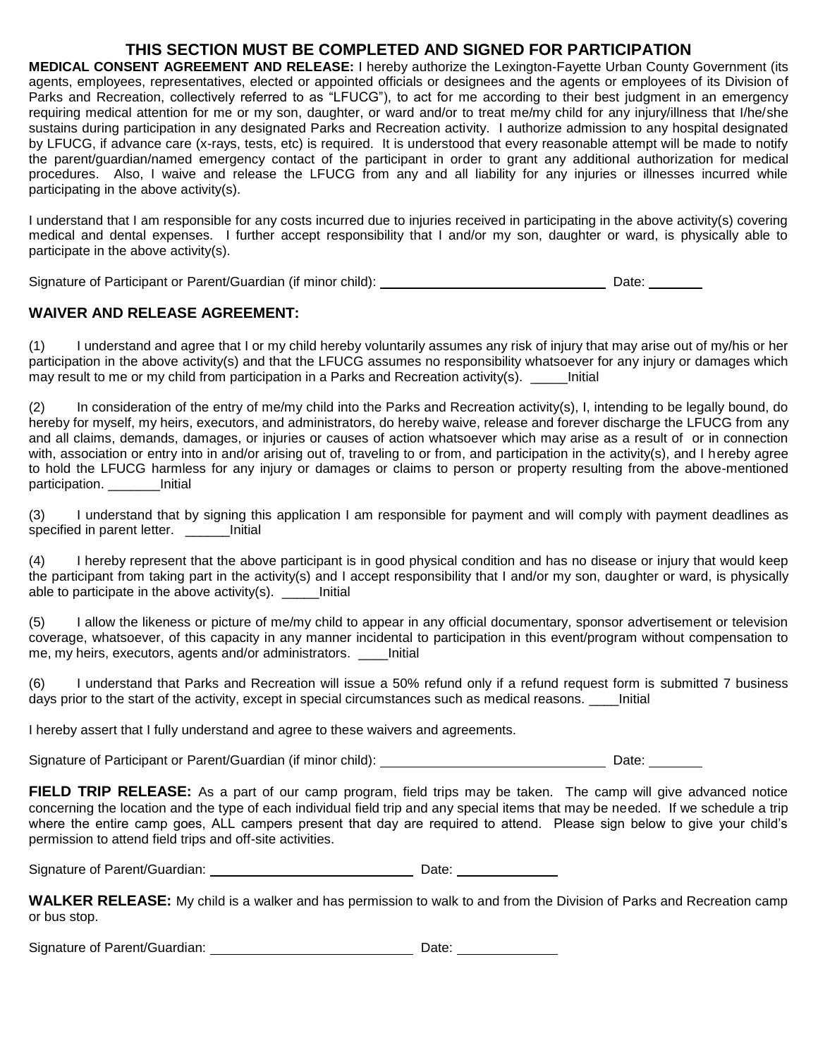## THIS SECTION MUST BE COMPLETED AND SIGNED FOR PARTICIPATION

**MEDICAL CONSENT AGREEMENT AND RELEASE:** I hereby authorize the Lexington-Fayette Urban County Government (its agents, employees, representatives, elected or appointed officials or designees and the agents or employees of its Division of Parks and Recreation, collectively referred to as "LFUCG"), to act for me according to their best judgment in an emergency requiring medical attention for me or my son, daughter, or ward and/or to treat me/my child for any injury/illness that I/he/she sustains during participation in any designated Parks and Recreation activity. I authorize admission to any hospital designated by LFUCG, if advance care (x-rays, tests, etc) is required. It is understood that every reasonable attempt will be made to notify the parent/guardian/named emergency contact of the participant in order to grant any additional authorization for medical procedures. Also, I waive and release the LFUCG from any and all liability for any injuries or illnesses incurred while participating in the above activity(s).

I understand that I am responsible for any costs incurred due to injuries received in participating in the above activity(s) covering medical and dental expenses. I further accept responsibility that I and/or my son, daughter or ward, is physically able to participate in the above activity(s).

Signature of Participant or Parent/Guardian (if minor child): ______________________________ Date: _______

### WAIVER AND RELEASE AGREEMENT:

(1) I understand and agree that I or my child hereby voluntarily assumes any risk of injury that may arise out of my/his or her participation in the above activity(s) and that the LFUCG assumes no responsibility whatsoever for any injury or damages which may result to me or my child from participation in a Parks and Recreation activity(s). _____Initial

(2) In consideration of the entry of me/my child into the Parks and Recreation activity(s), I, intending to be legally bound, do hereby for myself, my heirs, executors, and administrators, do hereby waive, release and forever discharge the LFUCG from any and all claims, demands, damages, or injuries or causes of action whatsoever which may arise as a result of or in connection with, association or entry into in and/or arising out of, traveling to or from, and participation in the activity(s), and I hereby agree to hold the LFUCG harmless for any injury or damages or claims to person or property resulting from the above-mentioned participation. _______Initial

(3) I understand that by signing this application I am responsible for payment and will comply with payment deadlines as specified in parent letter. ______Initial

(4) I hereby represent that the above participant is in good physical condition and has no disease or injury that would keep the participant from taking part in the activity(s) and I accept responsibility that I and/or my son, daughter or ward, is physically able to participate in the above activity(s). _____Initial

(5) I allow the likeness or picture of me/my child to appear in any official documentary, sponsor advertisement or television coverage, whatsoever, of this capacity in any manner incidental to participation in this event/program without compensation to me, my heirs, executors, agents and/or administrators. ____Initial

(6) I understand that Parks and Recreation will issue a 50% refund only if a refund request form is submitted 7 business days prior to the start of the activity, except in special circumstances such as medical reasons. ____Initial

I hereby assert that I fully understand and agree to these waivers and agreements.

Signature of Participant or Parent/Guardian (if minor child): ______________________________ Date: _______

**FIELD TRIP RELEASE:** As a part of our camp program, field trips may be taken. The camp will give advanced notice concerning the location and the type of each individual field trip and any special items that may be needed. If we schedule a trip where the entire camp goes, ALL campers present that day are required to attend. Please sign below to give your child's permission to attend field trips and off-site activities.

Signature of Parent/Guardian: ____________________________ Date: _____________

**WALKER RELEASE:** My child is a walker and has permission to walk to and from the Division of Parks and Recreation camp or bus stop.

Signature of Parent/Guardian: ____________________________ Date: _____________